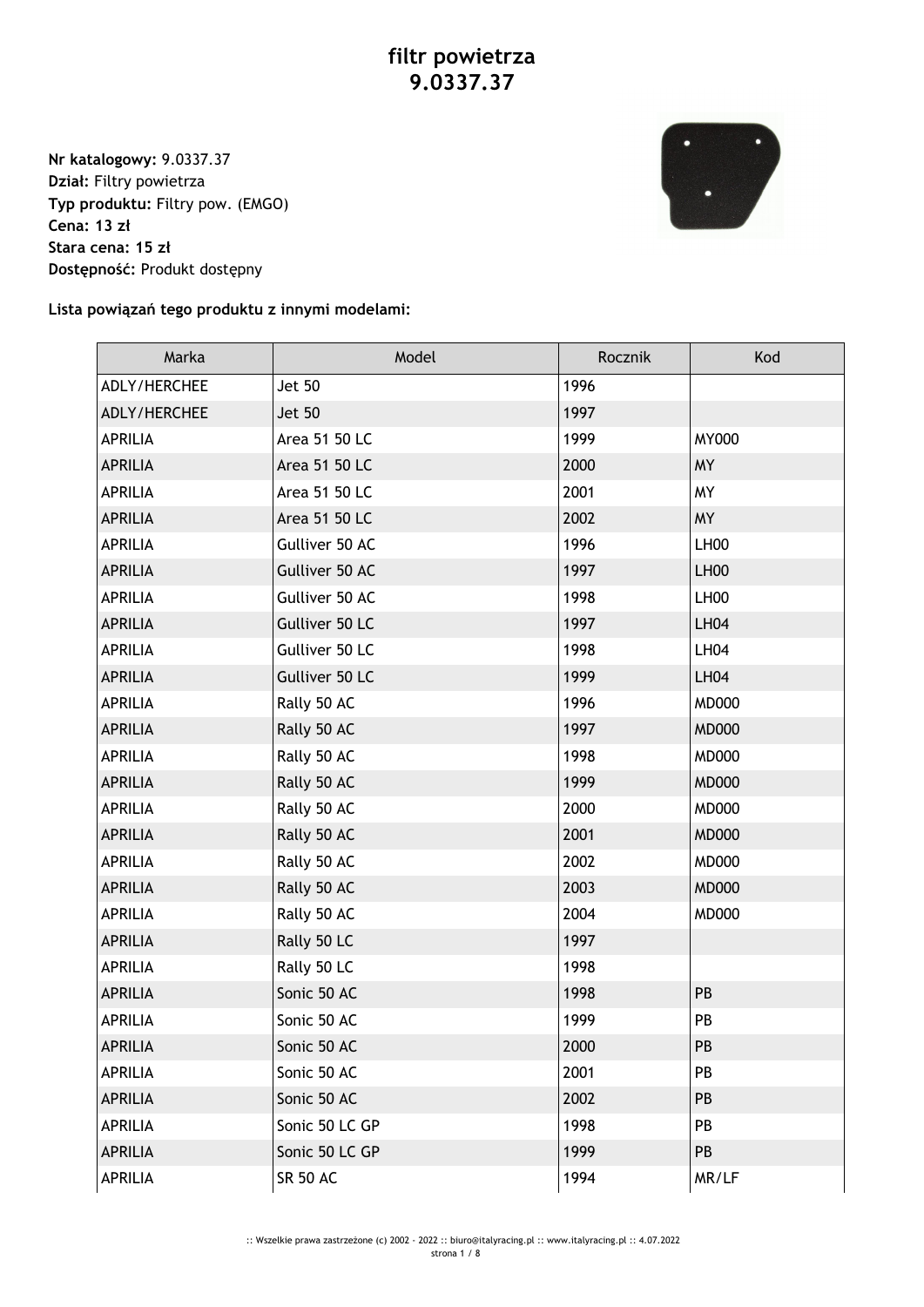# filtr powietrza
# 9.0337.37

**Nr katalogowy:** 9.0337.37
**Dział:** Filtry powietrza
**Typ produktu:** Filtry pow. (EMGO)
**Cena: 13 zł**
**Stara cena: 15 zł**
**Dostępność:** Produkt dostępny

**Lista powiązań tego produktu z innymi modelami:**

| Marka | Model | Rocznik | Kod |
|---|---|---|---|
| ADLY/HERCHEE | Jet 50 | 1996 | |
| ADLY/HERCHEE | Jet 50 | 1997 | |
| APRILIA | Area 51 50 LC | 1999 | MY000 |
| APRILIA | Area 51 50 LC | 2000 | MY |
| APRILIA | Area 51 50 LC | 2001 | MY |
| APRILIA | Area 51 50 LC | 2002 | MY |
| APRILIA | Gulliver 50 AC | 1996 | LH00 |
| APRILIA | Gulliver 50 AC | 1997 | LH00 |
| APRILIA | Gulliver 50 AC | 1998 | LH00 |
| APRILIA | Gulliver 50 LC | 1997 | LH04 |
| APRILIA | Gulliver 50 LC | 1998 | LH04 |
| APRILIA | Gulliver 50 LC | 1999 | LH04 |
| APRILIA | Rally 50 AC | 1996 | MD000 |
| APRILIA | Rally 50 AC | 1997 | MD000 |
| APRILIA | Rally 50 AC | 1998 | MD000 |
| APRILIA | Rally 50 AC | 1999 | MD000 |
| APRILIA | Rally 50 AC | 2000 | MD000 |
| APRILIA | Rally 50 AC | 2001 | MD000 |
| APRILIA | Rally 50 AC | 2002 | MD000 |
| APRILIA | Rally 50 AC | 2003 | MD000 |
| APRILIA | Rally 50 AC | 2004 | MD000 |
| APRILIA | Rally 50 LC | 1997 | |
| APRILIA | Rally 50 LC | 1998 | |
| APRILIA | Sonic 50 AC | 1998 | PB |
| APRILIA | Sonic 50 AC | 1999 | PB |
| APRILIA | Sonic 50 AC | 2000 | PB |
| APRILIA | Sonic 50 AC | 2001 | PB |
| APRILIA | Sonic 50 AC | 2002 | PB |
| APRILIA | Sonic 50 LC GP | 1998 | PB |
| APRILIA | Sonic 50 LC GP | 1999 | PB |
| APRILIA | SR 50 AC | 1994 | MR/LF |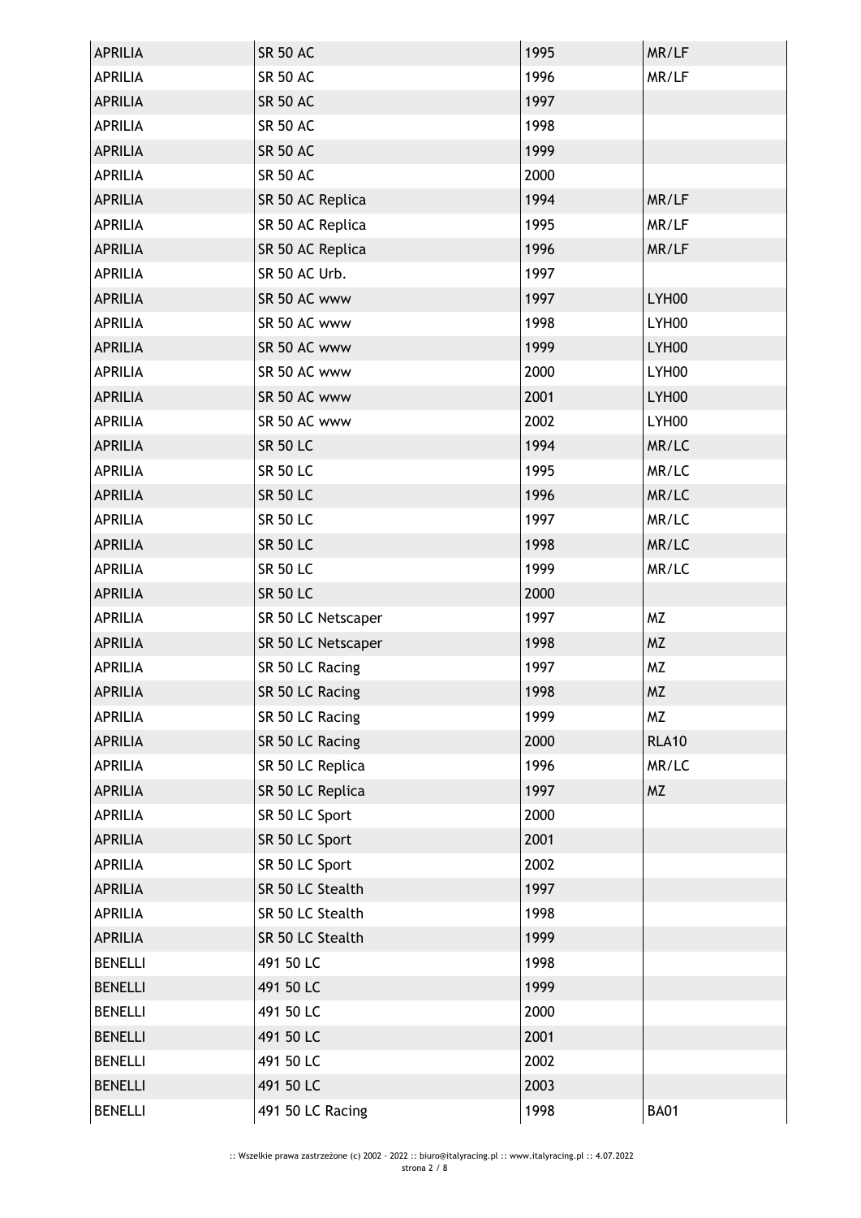| APRILIA | SR 50 AC | 1995 | MR/LF |
|---|---|---|---|
| APRILIA | SR 50 AC | 1996 | MR/LF |
| APRILIA | SR 50 AC | 1997 | |
| APRILIA | SR 50 AC | 1998 | |
| APRILIA | SR 50 AC | 1999 | |
| APRILIA | SR 50 AC | 2000 | |
| APRILIA | SR 50 AC Replica | 1994 | MR/LF |
| APRILIA | SR 50 AC Replica | 1995 | MR/LF |
| APRILIA | SR 50 AC Replica | 1996 | MR/LF |
| APRILIA | SR 50 AC Urb. | 1997 | |
| APRILIA | SR 50 AC www | 1997 | LYH00 |
| APRILIA | SR 50 AC www | 1998 | LYH00 |
| APRILIA | SR 50 AC www | 1999 | LYH00 |
| APRILIA | SR 50 AC www | 2000 | LYH00 |
| APRILIA | SR 50 AC www | 2001 | LYH00 |
| APRILIA | SR 50 AC www | 2002 | LYH00 |
| APRILIA | SR 50 LC | 1994 | MR/LC |
| APRILIA | SR 50 LC | 1995 | MR/LC |
| APRILIA | SR 50 LC | 1996 | MR/LC |
| APRILIA | SR 50 LC | 1997 | MR/LC |
| APRILIA | SR 50 LC | 1998 | MR/LC |
| APRILIA | SR 50 LC | 1999 | MR/LC |
| APRILIA | SR 50 LC | 2000 | |
| APRILIA | SR 50 LC Netscaper | 1997 | MZ |
| APRILIA | SR 50 LC Netscaper | 1998 | MZ |
| APRILIA | SR 50 LC Racing | 1997 | MZ |
| APRILIA | SR 50 LC Racing | 1998 | MZ |
| APRILIA | SR 50 LC Racing | 1999 | MZ |
| APRILIA | SR 50 LC Racing | 2000 | RLA10 |
| APRILIA | SR 50 LC Replica | 1996 | MR/LC |
| APRILIA | SR 50 LC Replica | 1997 | MZ |
| APRILIA | SR 50 LC Sport | 2000 | |
| APRILIA | SR 50 LC Sport | 2001 | |
| APRILIA | SR 50 LC Sport | 2002 | |
| APRILIA | SR 50 LC Stealth | 1997 | |
| APRILIA | SR 50 LC Stealth | 1998 | |
| APRILIA | SR 50 LC Stealth | 1999 | |
| BENELLI | 491 50 LC | 1998 | |
| BENELLI | 491 50 LC | 1999 | |
| BENELLI | 491 50 LC | 2000 | |
| BENELLI | 491 50 LC | 2001 | |
| BENELLI | 491 50 LC | 2002 | |
| BENELLI | 491 50 LC | 2003 | |
| BENELLI | 491 50 LC Racing | 1998 | BA01 |

:: Wszelkie prawa zastrzeżone (c) 2002 - 2022 :: biuro@italyracing.pl :: www.italyracing.pl :: 4.07.2022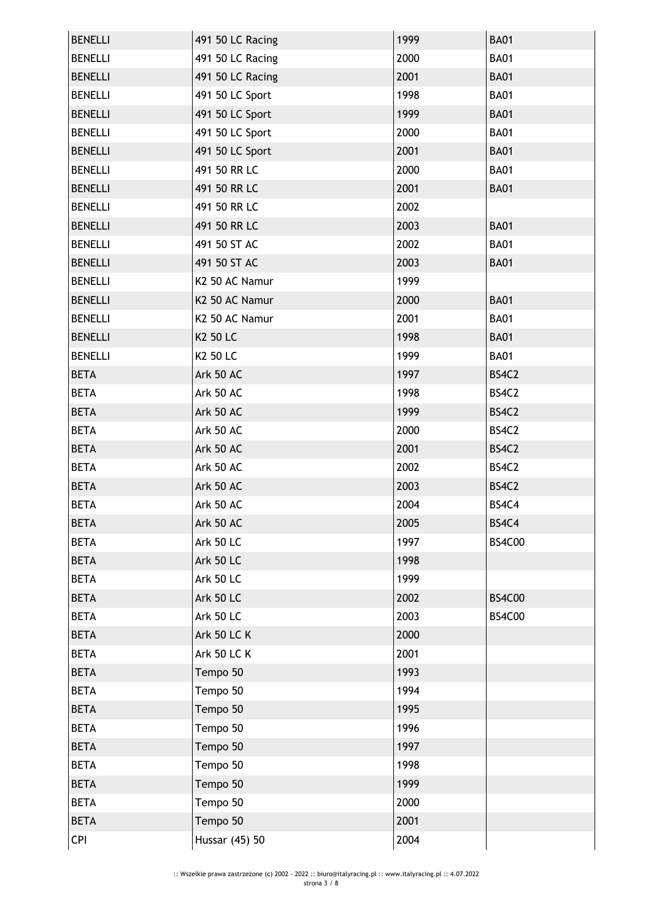| BENELLI | 491 50 LC Racing | 1999 | BA01 |
|---|---|---|---|
| BENELLI | 491 50 LC Racing | 2000 | BA01 |
| BENELLI | 491 50 LC Racing | 2001 | BA01 |
| BENELLI | 491 50 LC Sport | 1998 | BA01 |
| BENELLI | 491 50 LC Sport | 1999 | BA01 |
| BENELLI | 491 50 LC Sport | 2000 | BA01 |
| BENELLI | 491 50 LC Sport | 2001 | BA01 |
| BENELLI | 491 50 RR LC | 2000 | BA01 |
| BENELLI | 491 50 RR LC | 2001 | BA01 |
| BENELLI | 491 50 RR LC | 2002 | |
| BENELLI | 491 50 RR LC | 2003 | BA01 |
| BENELLI | 491 50 ST AC | 2002 | BA01 |
| BENELLI | 491 50 ST AC | 2003 | BA01 |
| BENELLI | K2 50 AC Namur | 1999 | |
| BENELLI | K2 50 AC Namur | 2000 | BA01 |
| BENELLI | K2 50 AC Namur | 2001 | BA01 |
| BENELLI | K2 50 LC | 1998 | BA01 |
| BENELLI | K2 50 LC | 1999 | BA01 |
| BETA | Ark 50 AC | 1997 | BS4C2 |
| BETA | Ark 50 AC | 1998 | BS4C2 |
| BETA | Ark 50 AC | 1999 | BS4C2 |
| BETA | Ark 50 AC | 2000 | BS4C2 |
| BETA | Ark 50 AC | 2001 | BS4C2 |
| BETA | Ark 50 AC | 2002 | BS4C2 |
| BETA | Ark 50 AC | 2003 | BS4C2 |
| BETA | Ark 50 AC | 2004 | BS4C4 |
| BETA | Ark 50 AC | 2005 | BS4C4 |
| BETA | Ark 50 LC | 1997 | BS4C00 |
| BETA | Ark 50 LC | 1998 | |
| BETA | Ark 50 LC | 1999 | |
| BETA | Ark 50 LC | 2002 | BS4C00 |
| BETA | Ark 50 LC | 2003 | BS4C00 |
| BETA | Ark 50 LC K | 2000 | |
| BETA | Ark 50 LC K | 2001 | |
| BETA | Tempo 50 | 1993 | |
| BETA | Tempo 50 | 1994 | |
| BETA | Tempo 50 | 1995 | |
| BETA | Tempo 50 | 1996 | |
| BETA | Tempo 50 | 1997 | |
| BETA | Tempo 50 | 1998 | |
| BETA | Tempo 50 | 1999 | |
| BETA | Tempo 50 | 2000 | |
| BETA | Tempo 50 | 2001 | |
| CPI | Hussar (45) 50 | 2004 | |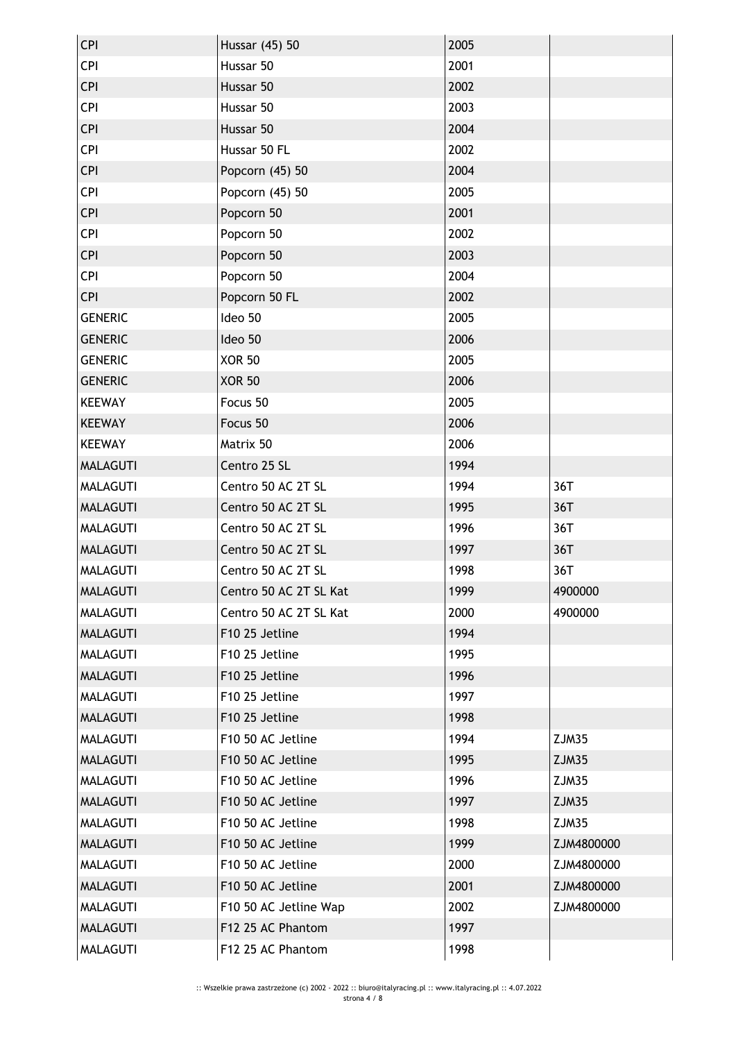| CPI | Hussar (45) 50 | 2005 | |
|---|---|---|---|
| CPI | Hussar 50 | 2001 | |
| CPI | Hussar 50 | 2002 | |
| CPI | Hussar 50 | 2003 | |
| CPI | Hussar 50 | 2004 | |
| CPI | Hussar 50 FL | 2002 | |
| CPI | Popcorn (45) 50 | 2004 | |
| CPI | Popcorn (45) 50 | 2005 | |
| CPI | Popcorn 50 | 2001 | |
| CPI | Popcorn 50 | 2002 | |
| CPI | Popcorn 50 | 2003 | |
| CPI | Popcorn 50 | 2004 | |
| CPI | Popcorn 50 FL | 2002 | |
| GENERIC | Ideo 50 | 2005 | |
| GENERIC | Ideo 50 | 2006 | |
| GENERIC | XOR 50 | 2005 | |
| GENERIC | XOR 50 | 2006 | |
| KEEWAY | Focus 50 | 2005 | |
| KEEWAY | Focus 50 | 2006 | |
| KEEWAY | Matrix 50 | 2006 | |
| MALAGUTI | Centro 25 SL | 1994 | |
| MALAGUTI | Centro 50 AC 2T SL | 1994 | 36T |
| MALAGUTI | Centro 50 AC 2T SL | 1995 | 36T |
| MALAGUTI | Centro 50 AC 2T SL | 1996 | 36T |
| MALAGUTI | Centro 50 AC 2T SL | 1997 | 36T |
| MALAGUTI | Centro 50 AC 2T SL | 1998 | 36T |
| MALAGUTI | Centro 50 AC 2T SL Kat | 1999 | 4900000 |
| MALAGUTI | Centro 50 AC 2T SL Kat | 2000 | 4900000 |
| MALAGUTI | F10 25 Jetline | 1994 | |
| MALAGUTI | F10 25 Jetline | 1995 | |
| MALAGUTI | F10 25 Jetline | 1996 | |
| MALAGUTI | F10 25 Jetline | 1997 | |
| MALAGUTI | F10 25 Jetline | 1998 | |
| MALAGUTI | F10 50 AC Jetline | 1994 | ZJM35 |
| MALAGUTI | F10 50 AC Jetline | 1995 | ZJM35 |
| MALAGUTI | F10 50 AC Jetline | 1996 | ZJM35 |
| MALAGUTI | F10 50 AC Jetline | 1997 | ZJM35 |
| MALAGUTI | F10 50 AC Jetline | 1998 | ZJM35 |
| MALAGUTI | F10 50 AC Jetline | 1999 | ZJM4800000 |
| MALAGUTI | F10 50 AC Jetline | 2000 | ZJM4800000 |
| MALAGUTI | F10 50 AC Jetline | 2001 | ZJM4800000 |
| MALAGUTI | F10 50 AC Jetline Wap | 2002 | ZJM4800000 |
| MALAGUTI | F12 25 AC Phantom | 1997 | |
| MALAGUTI | F12 25 AC Phantom | 1998 | |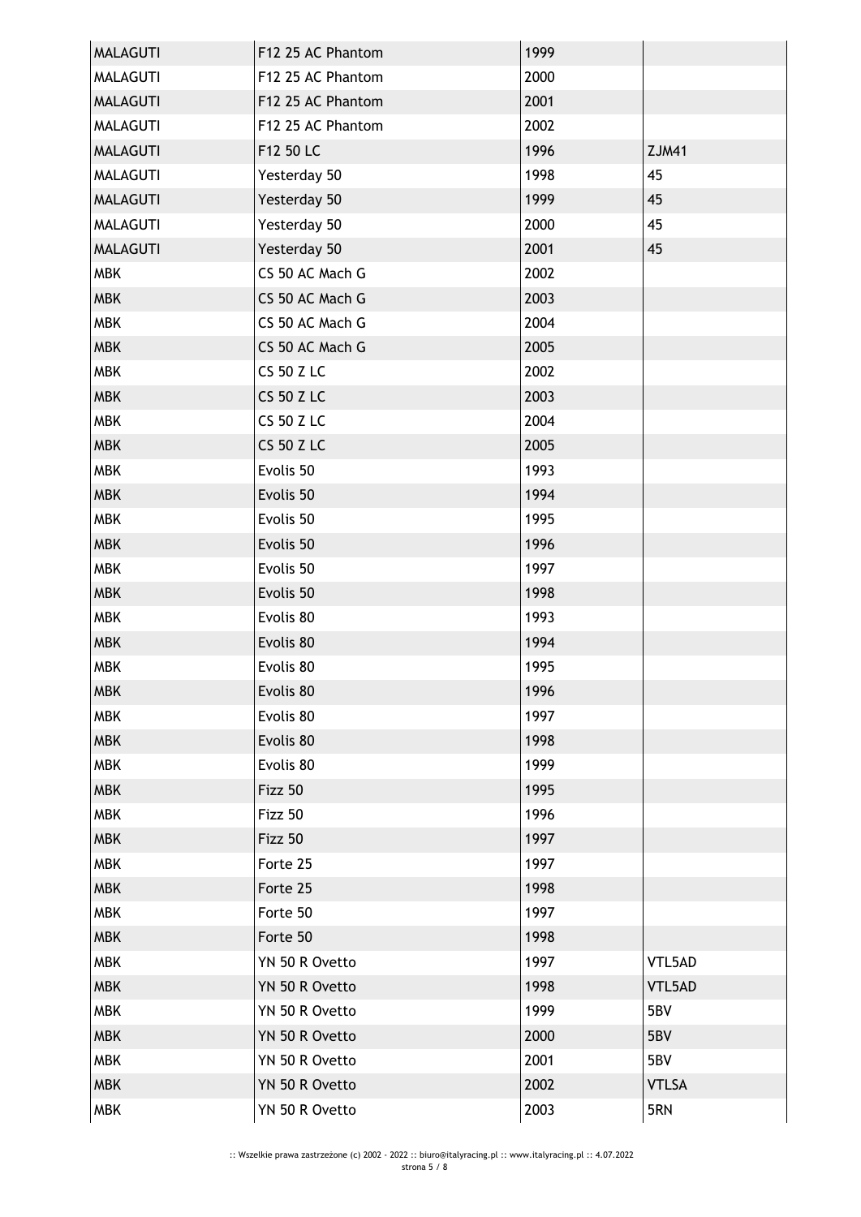| | | | |
|---|---|---|---|
| MALAGUTI | F12 25 AC Phantom | 1999 | |
| MALAGUTI | F12 25 AC Phantom | 2000 | |
| MALAGUTI | F12 25 AC Phantom | 2001 | |
| MALAGUTI | F12 25 AC Phantom | 2002 | |
| MALAGUTI | F12 50 LC | 1996 | ZJM41 |
| MALAGUTI | Yesterday 50 | 1998 | 45 |
| MALAGUTI | Yesterday 50 | 1999 | 45 |
| MALAGUTI | Yesterday 50 | 2000 | 45 |
| MALAGUTI | Yesterday 50 | 2001 | 45 |
| MBK | CS 50 AC Mach G | 2002 | |
| MBK | CS 50 AC Mach G | 2003 | |
| MBK | CS 50 AC Mach G | 2004 | |
| MBK | CS 50 AC Mach G | 2005 | |
| MBK | CS 50 Z LC | 2002 | |
| MBK | CS 50 Z LC | 2003 | |
| MBK | CS 50 Z LC | 2004 | |
| MBK | CS 50 Z LC | 2005 | |
| MBK | Evolis 50 | 1993 | |
| MBK | Evolis 50 | 1994 | |
| MBK | Evolis 50 | 1995 | |
| MBK | Evolis 50 | 1996 | |
| MBK | Evolis 50 | 1997 | |
| MBK | Evolis 50 | 1998 | |
| MBK | Evolis 80 | 1993 | |
| MBK | Evolis 80 | 1994 | |
| MBK | Evolis 80 | 1995 | |
| MBK | Evolis 80 | 1996 | |
| MBK | Evolis 80 | 1997 | |
| MBK | Evolis 80 | 1998 | |
| MBK | Evolis 80 | 1999 | |
| MBK | Fizz 50 | 1995 | |
| MBK | Fizz 50 | 1996 | |
| MBK | Fizz 50 | 1997 | |
| MBK | Forte 25 | 1997 | |
| MBK | Forte 25 | 1998 | |
| MBK | Forte 50 | 1997 | |
| MBK | Forte 50 | 1998 | |
| MBK | YN 50 R Ovetto | 1997 | VTL5AD |
| MBK | YN 50 R Ovetto | 1998 | VTL5AD |
| MBK | YN 50 R Ovetto | 1999 | 5BV |
| MBK | YN 50 R Ovetto | 2000 | 5BV |
| MBK | YN 50 R Ovetto | 2001 | 5BV |
| MBK | YN 50 R Ovetto | 2002 | VTLSA |
| MBK | YN 50 R Ovetto | 2003 | 5RN |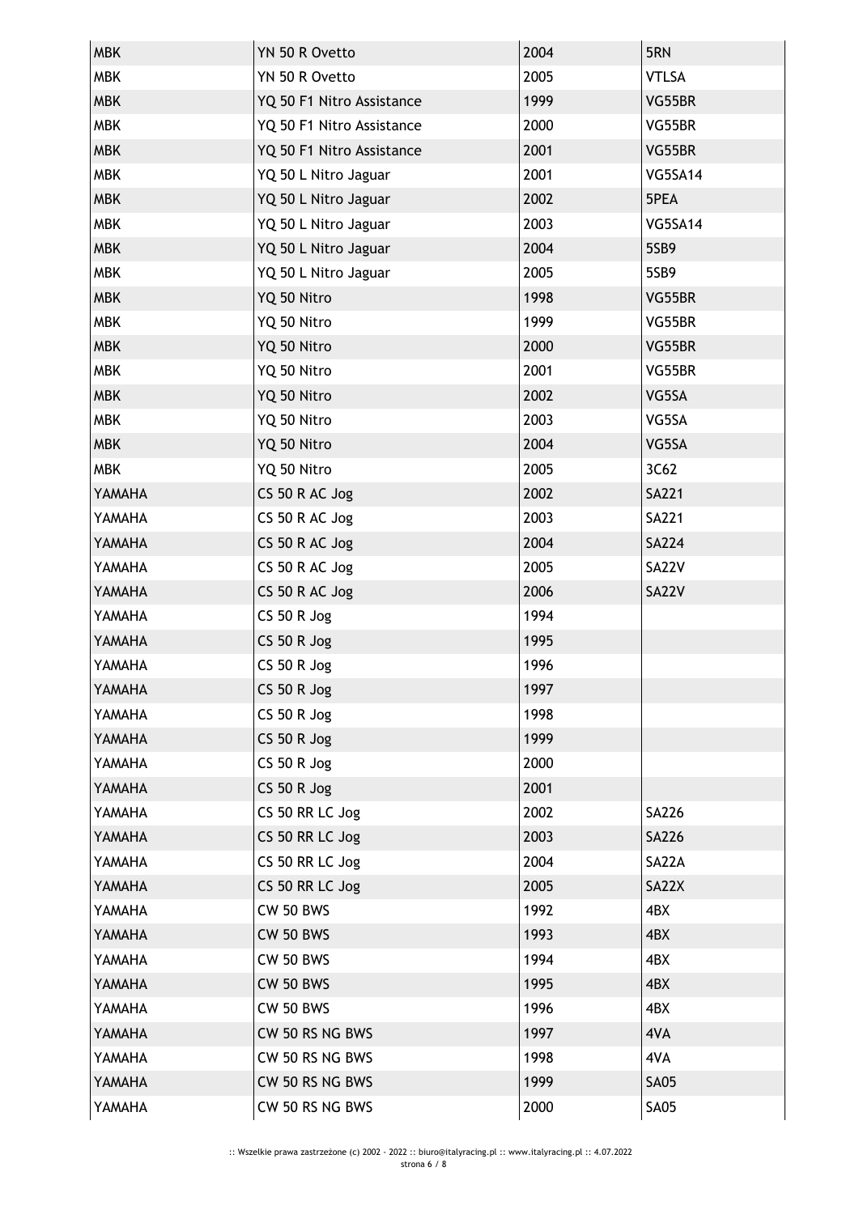| | | | |
|---|---|---|---|
| MBK | YN 50 R Ovetto | 2004 | 5RN |
| MBK | YN 50 R Ovetto | 2005 | VTLSA |
| MBK | YQ 50 F1 Nitro Assistance | 1999 | VG55BR |
| MBK | YQ 50 F1 Nitro Assistance | 2000 | VG55BR |
| MBK | YQ 50 F1 Nitro Assistance | 2001 | VG55BR |
| MBK | YQ 50 L Nitro Jaguar | 2001 | VG5SA14 |
| MBK | YQ 50 L Nitro Jaguar | 2002 | 5PEA |
| MBK | YQ 50 L Nitro Jaguar | 2003 | VG5SA14 |
| MBK | YQ 50 L Nitro Jaguar | 2004 | 5SB9 |
| MBK | YQ 50 L Nitro Jaguar | 2005 | 5SB9 |
| MBK | YQ 50 Nitro | 1998 | VG55BR |
| MBK | YQ 50 Nitro | 1999 | VG55BR |
| MBK | YQ 50 Nitro | 2000 | VG55BR |
| MBK | YQ 50 Nitro | 2001 | VG55BR |
| MBK | YQ 50 Nitro | 2002 | VG5SA |
| MBK | YQ 50 Nitro | 2003 | VG5SA |
| MBK | YQ 50 Nitro | 2004 | VG5SA |
| MBK | YQ 50 Nitro | 2005 | 3C62 |
| YAMAHA | CS 50 R AC Jog | 2002 | SA221 |
| YAMAHA | CS 50 R AC Jog | 2003 | SA221 |
| YAMAHA | CS 50 R AC Jog | 2004 | SA224 |
| YAMAHA | CS 50 R AC Jog | 2005 | SA22V |
| YAMAHA | CS 50 R AC Jog | 2006 | SA22V |
| YAMAHA | CS 50 R Jog | 1994 | |
| YAMAHA | CS 50 R Jog | 1995 | |
| YAMAHA | CS 50 R Jog | 1996 | |
| YAMAHA | CS 50 R Jog | 1997 | |
| YAMAHA | CS 50 R Jog | 1998 | |
| YAMAHA | CS 50 R Jog | 1999 | |
| YAMAHA | CS 50 R Jog | 2000 | |
| YAMAHA | CS 50 R Jog | 2001 | |
| YAMAHA | CS 50 RR LC Jog | 2002 | SA226 |
| YAMAHA | CS 50 RR LC Jog | 2003 | SA226 |
| YAMAHA | CS 50 RR LC Jog | 2004 | SA22A |
| YAMAHA | CS 50 RR LC Jog | 2005 | SA22X |
| YAMAHA | CW 50 BWS | 1992 | 4BX |
| YAMAHA | CW 50 BWS | 1993 | 4BX |
| YAMAHA | CW 50 BWS | 1994 | 4BX |
| YAMAHA | CW 50 BWS | 1995 | 4BX |
| YAMAHA | CW 50 BWS | 1996 | 4BX |
| YAMAHA | CW 50 RS NG BWS | 1997 | 4VA |
| YAMAHA | CW 50 RS NG BWS | 1998 | 4VA |
| YAMAHA | CW 50 RS NG BWS | 1999 | SA05 |
| YAMAHA | CW 50 RS NG BWS | 2000 | SA05 |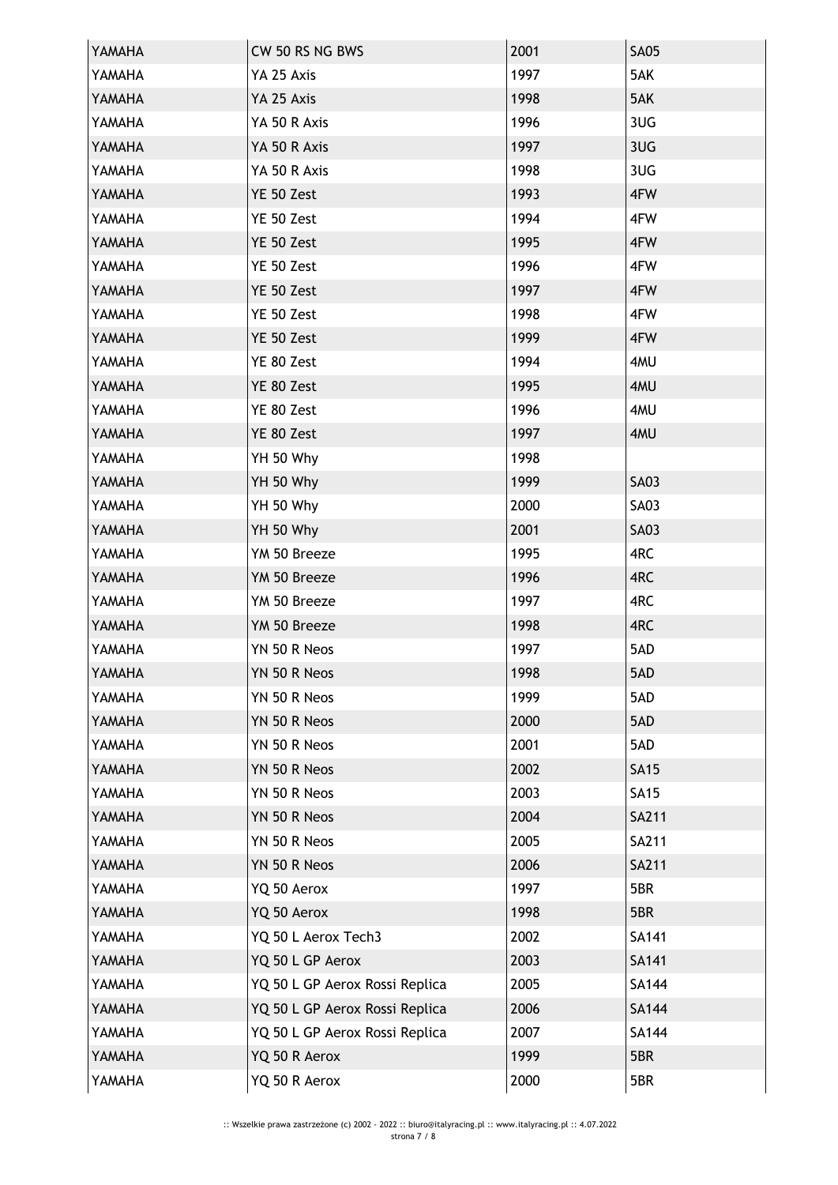| YAMAHA | CW 50 RS NG BWS | 2001 | SA05 |
|---|---|---|---|
| YAMAHA | YA 25 Axis | 1997 | 5AK |
| YAMAHA | YA 25 Axis | 1998 | 5AK |
| YAMAHA | YA 50 R Axis | 1996 | 3UG |
| YAMAHA | YA 50 R Axis | 1997 | 3UG |
| YAMAHA | YA 50 R Axis | 1998 | 3UG |
| YAMAHA | YE 50 Zest | 1993 | 4FW |
| YAMAHA | YE 50 Zest | 1994 | 4FW |
| YAMAHA | YE 50 Zest | 1995 | 4FW |
| YAMAHA | YE 50 Zest | 1996 | 4FW |
| YAMAHA | YE 50 Zest | 1997 | 4FW |
| YAMAHA | YE 50 Zest | 1998 | 4FW |
| YAMAHA | YE 50 Zest | 1999 | 4FW |
| YAMAHA | YE 80 Zest | 1994 | 4MU |
| YAMAHA | YE 80 Zest | 1995 | 4MU |
| YAMAHA | YE 80 Zest | 1996 | 4MU |
| YAMAHA | YE 80 Zest | 1997 | 4MU |
| YAMAHA | YH 50 Why | 1998 | |
| YAMAHA | YH 50 Why | 1999 | SA03 |
| YAMAHA | YH 50 Why | 2000 | SA03 |
| YAMAHA | YH 50 Why | 2001 | SA03 |
| YAMAHA | YM 50 Breeze | 1995 | 4RC |
| YAMAHA | YM 50 Breeze | 1996 | 4RC |
| YAMAHA | YM 50 Breeze | 1997 | 4RC |
| YAMAHA | YM 50 Breeze | 1998 | 4RC |
| YAMAHA | YN 50 R Neos | 1997 | 5AD |
| YAMAHA | YN 50 R Neos | 1998 | 5AD |
| YAMAHA | YN 50 R Neos | 1999 | 5AD |
| YAMAHA | YN 50 R Neos | 2000 | 5AD |
| YAMAHA | YN 50 R Neos | 2001 | 5AD |
| YAMAHA | YN 50 R Neos | 2002 | SA15 |
| YAMAHA | YN 50 R Neos | 2003 | SA15 |
| YAMAHA | YN 50 R Neos | 2004 | SA211 |
| YAMAHA | YN 50 R Neos | 2005 | SA211 |
| YAMAHA | YN 50 R Neos | 2006 | SA211 |
| YAMAHA | YQ 50 Aerox | 1997 | 5BR |
| YAMAHA | YQ 50 Aerox | 1998 | 5BR |
| YAMAHA | YQ 50 L Aerox Tech3 | 2002 | SA141 |
| YAMAHA | YQ 50 L GP Aerox | 2003 | SA141 |
| YAMAHA | YQ 50 L GP Aerox Rossi Replica | 2005 | SA144 |
| YAMAHA | YQ 50 L GP Aerox Rossi Replica | 2006 | SA144 |
| YAMAHA | YQ 50 L GP Aerox Rossi Replica | 2007 | SA144 |
| YAMAHA | YQ 50 R Aerox | 1999 | 5BR |
| YAMAHA | YQ 50 R Aerox | 2000 | 5BR |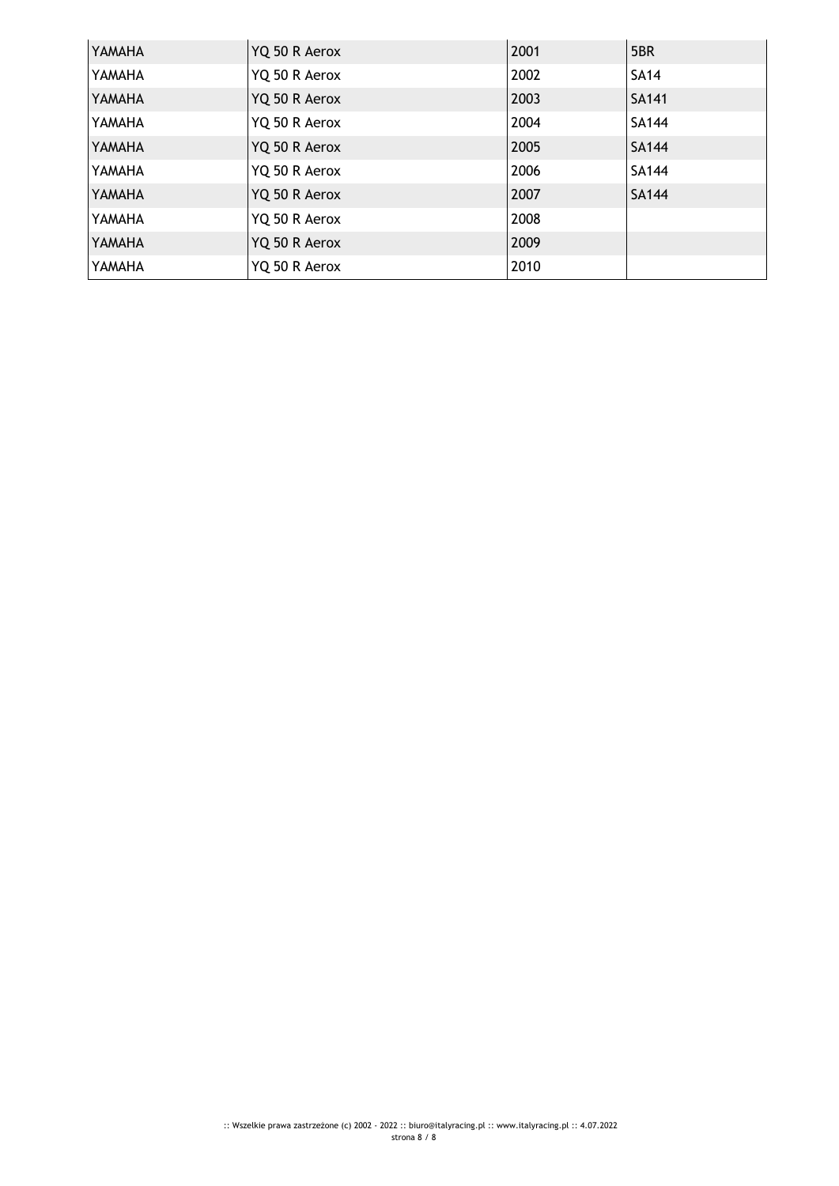| | | | |
|---|---|---|---|
| YAMAHA | YQ 50 R Aerox | 2001 | 5BR |
| YAMAHA | YQ 50 R Aerox | 2002 | SA14 |
| YAMAHA | YQ 50 R Aerox | 2003 | SA141 |
| YAMAHA | YQ 50 R Aerox | 2004 | SA144 |
| YAMAHA | YQ 50 R Aerox | 2005 | SA144 |
| YAMAHA | YQ 50 R Aerox | 2006 | SA144 |
| YAMAHA | YQ 50 R Aerox | 2007 | SA144 |
| YAMAHA | YQ 50 R Aerox | 2008 | |
| YAMAHA | YQ 50 R Aerox | 2009 | |
| YAMAHA | YQ 50 R Aerox | 2010 | |